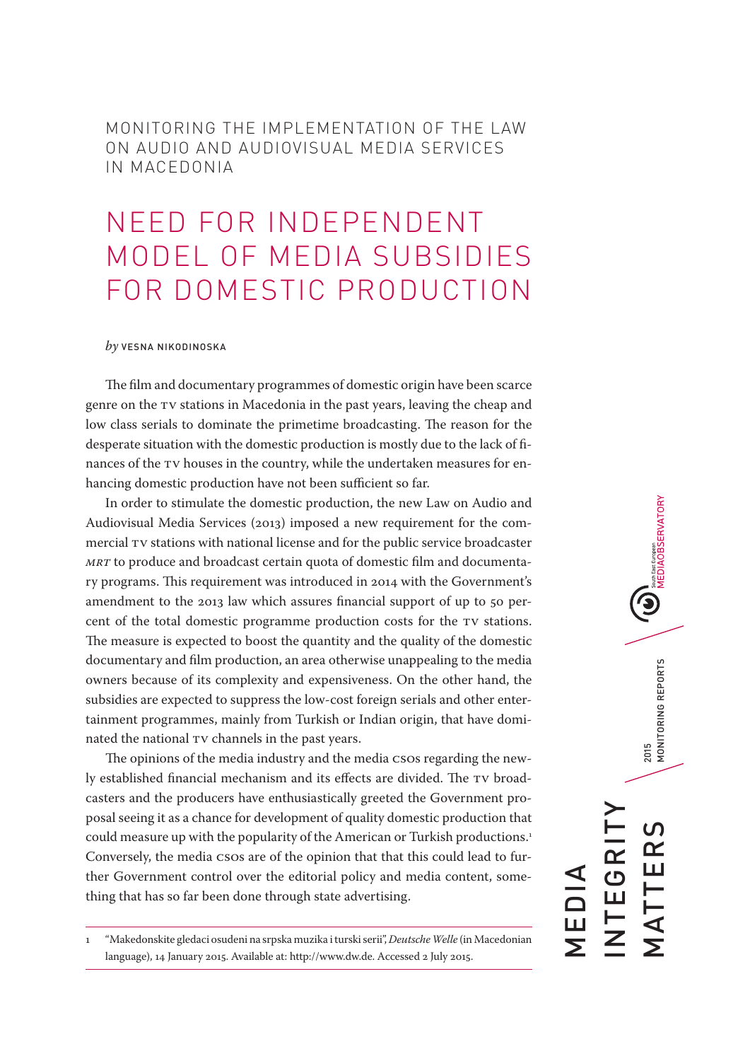MONITORING THE IMPLEMENTATION OF THE LAW ON AUDIO AND AUDIOVISUAL MEDIA SERVICES IN MACEDONIA

# NEED FOR INDEPENDENT MODEL OF MEDIA SUBSIDIES FOR DOMESTIC PRODUCTION

*by* VESNA NIKODINOSKA

The film and documentary programmes of domestic origin have been scarce genre on the TV stations in Macedonia in the past years, leaving the cheap and low class serials to dominate the primetime broadcasting. The reason for the desperate situation with the domestic production is mostly due to the lack of finances of the TV houses in the country, while the undertaken measures for enhancing domestic production have not been sufficient so far.

In order to stimulate the domestic production, the new Law on Audio and Audiovisual Media Services (2013) imposed a new requirement for the commercial TV stations with national license and for the public service broadcaster *MRT* to produce and broadcast certain quota of domestic film and documentary programs. This requirement was introduced in 2014 with the Government's amendment to the 2013 law which assures financial support of up to 50 percent of the total domestic programme production costs for the TV stations. The measure is expected to boost the quantity and the quality of the domestic documentary and film production, an area otherwise unappealing to the media owners because of its complexity and expensiveness. On the other hand, the subsidies are expected to suppress the low-cost foreign serials and other entertainment programmes, mainly from Turkish or Indian origin, that have dominated the national TV channels in the past years.

The opinions of the media industry and the media CSOs regarding the newly established financial mechanism and its effects are divided. The TV broadcasters and the producers have enthusiastically greeted the Government proposal seeing it as a chance for development of quality domestic production that could measure up with the popularity of the American or Turkish productions.[1] Conversely, the media CSOs are of the opinion that that this could lead to further Government control over the editorial policy and media content, something that has so far been done through state advertising.

---

1 "Makedonskite gledaci osudeni na srpska muzika i turski serii", *Deutsche Welle* (in Macedonian language), 14 January 2015. Available at: http://www.dw.de. Accessed 2 July 2015.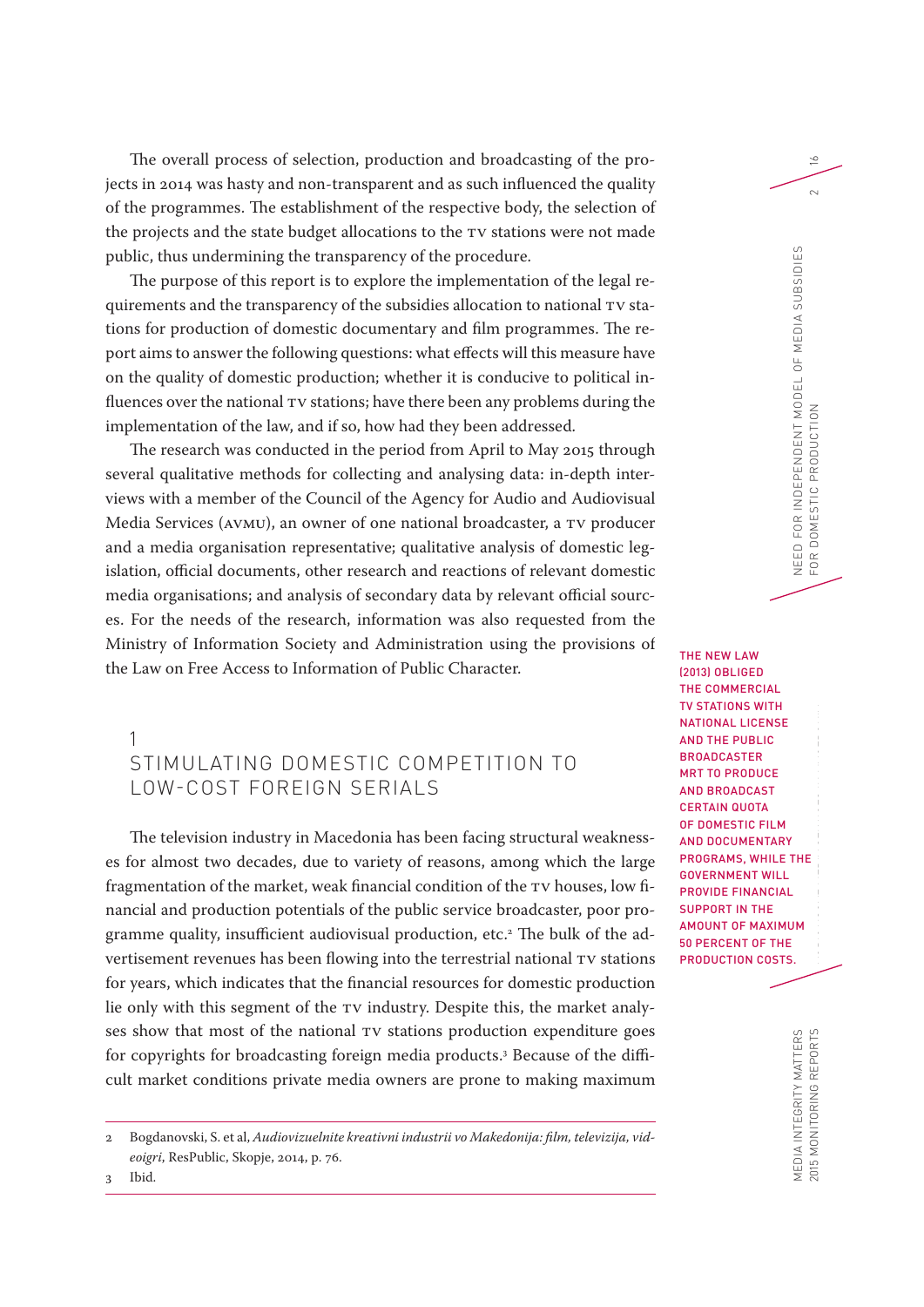The overall process of selection, production and broadcasting of the projects in 2014 was hasty and non-transparent and as such influenced the quality of the programmes. The establishment of the respective body, the selection of the projects and the state budget allocations to the TV stations were not made public, thus undermining the transparency of the procedure.

The purpose of this report is to explore the implementation of the legal requirements and the transparency of the subsidies allocation to national TV stations for production of domestic documentary and film programmes. The report aims to answer the following questions: what effects will this measure have on the quality of domestic production; whether it is conducive to political influences over the national TV stations; have there been any problems during the implementation of the law, and if so, how had they been addressed.

The research was conducted in the period from April to May 2015 through several qualitative methods for collecting and analysing data: in-depth interviews with a member of the Council of the Agency for Audio and Audiovisual Media Services (AVMU), an owner of one national broadcaster, a TV producer and a media organisation representative; qualitative analysis of domestic legislation, official documents, other research and reactions of relevant domestic media organisations; and analysis of secondary data by relevant official sources. For the needs of the research, information was also requested from the Ministry of Information Society and Administration using the provisions of the Law on Free Access to Information of Public Character.

## 1 STIMULATING DOMESTIC COMPETITION TO LOW-COST FOREIGN SERIALS

THE NEW LAW (2013) OBLIGED THE COMMERCIAL TV STATIONS WITH NATIONAL LICENSE AND THE PUBLIC BROADCASTER MRT TO PRODUCE AND BROADCAST CERTAIN QUOTA OF DOMESTIC FILM AND DOCUMENTARY PROGRAMS, WHILE THE GOVERNMENT WILL PROVIDE FINANCIAL SUPPORT IN THE AMOUNT OF MAXIMUM 50 PERCENT OF THE PRODUCTION COSTS.

The television industry in Macedonia has been facing structural weaknesses for almost two decades, due to variety of reasons, among which the large fragmentation of the market, weak financial condition of the TV houses, low financial and production potentials of the public service broadcaster, poor programme quality, insufficient audiovisual production, etc.[2] The bulk of the advertisement revenues has been flowing into the terrestrial national TV stations for years, which indicates that the financial resources for domestic production lie only with this segment of the TV industry. Despite this, the market analyses show that most of the national TV stations production expenditure goes for copyrights for broadcasting foreign media products.[3] Because of the difficult market conditions private media owners are prone to making maximum

---

2 Bogdanovski, S. et al, *Audiovizuelnite kreativni industrii vo Makedonija: film, televizija, videoigri*, ResPublic, Skopje, 2014, p. 76.

3 Ibid.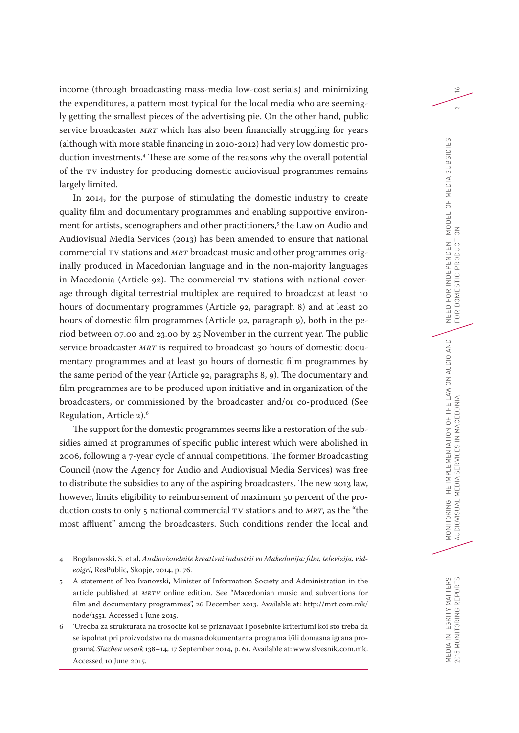income (through broadcasting mass-media low-cost serials) and minimizing the expenditures, a pattern most typical for the local media who are seemingly getting the smallest pieces of the advertising pie. On the other hand, public service broadcaster *MRT* which has also been financially struggling for years (although with more stable financing in 2010-2012) had very low domestic production investments.[4] These are some of the reasons why the overall potential of the TV industry for producing domestic audiovisual programmes remains largely limited.

In 2014, for the purpose of stimulating the domestic industry to create quality film and documentary programmes and enabling supportive environment for artists, scenographers and other practitioners,[5] the Law on Audio and Audiovisual Media Services (2013) has been amended to ensure that national commercial TV stations and *MRT* broadcast music and other programmes originally produced in Macedonian language and in the non-majority languages in Macedonia (Article 92). The commercial TV stations with national coverage through digital terrestrial multiplex are required to broadcast at least 10 hours of documentary programmes (Article 92, paragraph 8) and at least 20 hours of domestic film programmes (Article 92, paragraph 9), both in the period between 07.00 and 23.00 by 25 November in the current year. The public service broadcaster *MRT* is required to broadcast 30 hours of domestic documentary programmes and at least 30 hours of domestic film programmes by the same period of the year (Article 92, paragraphs 8, 9). The documentary and film programmes are to be produced upon initiative and in organization of the broadcasters, or commissioned by the broadcaster and/or co-produced (See Regulation, Article 2).[6]

The support for the domestic programmes seems like a restoration of the subsidies aimed at programmes of specific public interest which were abolished in 2006, following a 7-year cycle of annual competitions. The former Broadcasting Council (now the Agency for Audio and Audiovisual Media Services) was free to distribute the subsidies to any of the aspiring broadcasters. The new 2013 law, however, limits eligibility to reimbursement of maximum 50 percent of the production costs to only 5 national commercial TV stations and to *MRT*, as the "the most affluent" among the broadcasters. Such conditions render the local and

---

4 Bogdanovski, S. et al, *Audiovizuelnite kreativni industrii vo Makedonija: film, televizija, videoigri*, ResPublic, Skopje, 2014, p. 76.

5 A statement of Ivo Ivanovski, Minister of Information Society and Administration in the article published at *MRTV* online edition. See "Macedonian music and subventions for film and documentary programmes", 26 December 2013. Available at: http://mrt.com.mk/node/1551. Accessed 1 June 2015.

6 'Uredba za strukturata na trosocite koi se priznavaat i posebnite kriteriumi koi sto treba da se ispolnat pri proizvodstvo na domasna dokumentarna programa i/ili domasna igrana programa', *Sluzben vesnik* 138–14, 17 September 2014, p. 61. Available at: www.slvesnik.com.mk. Accessed 10 June 2015.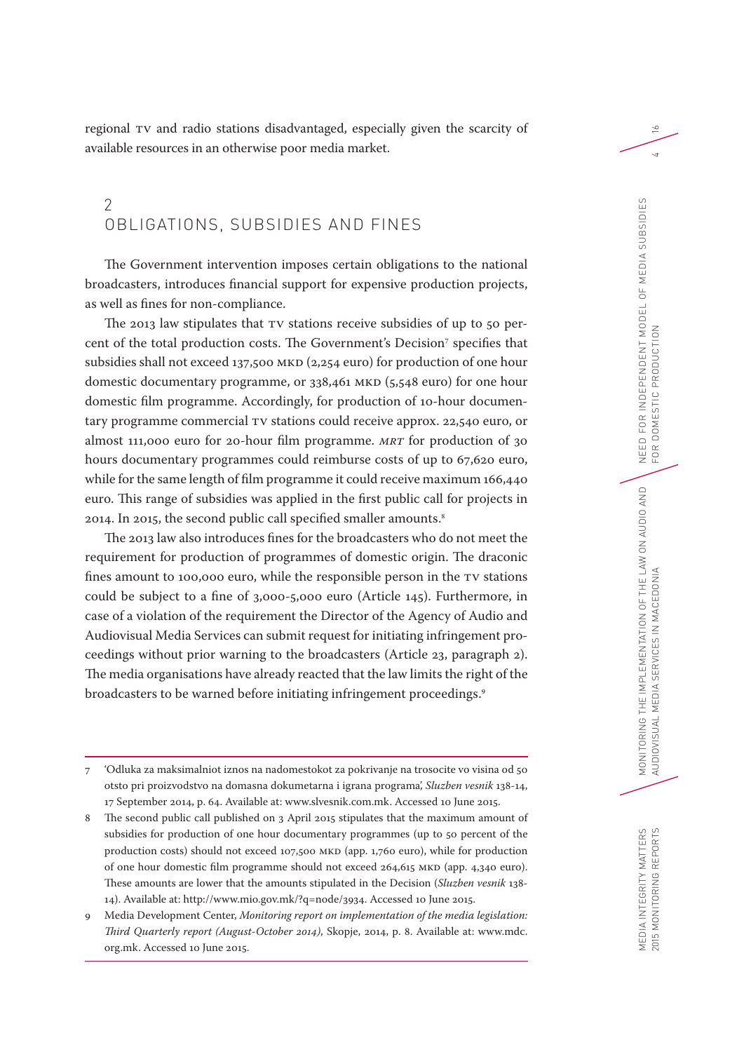regional TV and radio stations disadvantaged, especially given the scarcity of available resources in an otherwise poor media market.

## 2 OBLIGATIONS, SUBSIDIES AND FINES

The Government intervention imposes certain obligations to the national broadcasters, introduces financial support for expensive production projects, as well as fines for non-compliance.

The 2013 law stipulates that TV stations receive subsidies of up to 50 percent of the total production costs. The Government's Decision[7] specifies that subsidies shall not exceed 137,500 MKD (2,254 euro) for production of one hour domestic documentary programme, or 338,461 MKD (5,548 euro) for one hour domestic film programme. Accordingly, for production of 10-hour documentary programme commercial TV stations could receive approx. 22,540 euro, or almost 111,000 euro for 20-hour film programme. *MRT* for production of 30 hours documentary programmes could reimburse costs of up to 67,620 euro, while for the same length of film programme it could receive maximum 166,440 euro. This range of subsidies was applied in the first public call for projects in 2014. In 2015, the second public call specified smaller amounts.[8]

The 2013 law also introduces fines for the broadcasters who do not meet the requirement for production of programmes of domestic origin. The draconic fines amount to 100,000 euro, while the responsible person in the TV stations could be subject to a fine of 3,000-5,000 euro (Article 145). Furthermore, in case of a violation of the requirement the Director of the Agency of Audio and Audiovisual Media Services can submit request for initiating infringement proceedings without prior warning to the broadcasters (Article 23, paragraph 2). The media organisations have already reacted that the law limits the right of the broadcasters to be warned before initiating infringement proceedings.[9]

---

7 'Odluka za maksimalniot iznos na nadomestokot za pokrivanje na trosocite vo visina od 50 otsto pri proizvodstvo na domasna dokumetarna i igrana programa', *Sluzben vesnik* 138-14, 17 September 2014, p. 64. Available at: www.slvesnik.com.mk. Accessed 10 June 2015.

8 The second public call published on 3 April 2015 stipulates that the maximum amount of subsidies for production of one hour documentary programmes (up to 50 percent of the production costs) should not exceed 107,500 MKD (app. 1,760 euro), while for production of one hour domestic film programme should not exceed 264,615 MKD (app. 4,340 euro). These amounts are lower that the amounts stipulated in the Decision (*Sluzben vesnik* 138-14). Available at: http://www.mio.gov.mk/?q=node/3934. Accessed 10 June 2015.

9 Media Development Center, *Monitoring report on implementation of the media legislation: Third Quarterly report (August-October 2014)*, Skopje, 2014, p. 8. Available at: www.mdc.org.mk. Accessed 10 June 2015.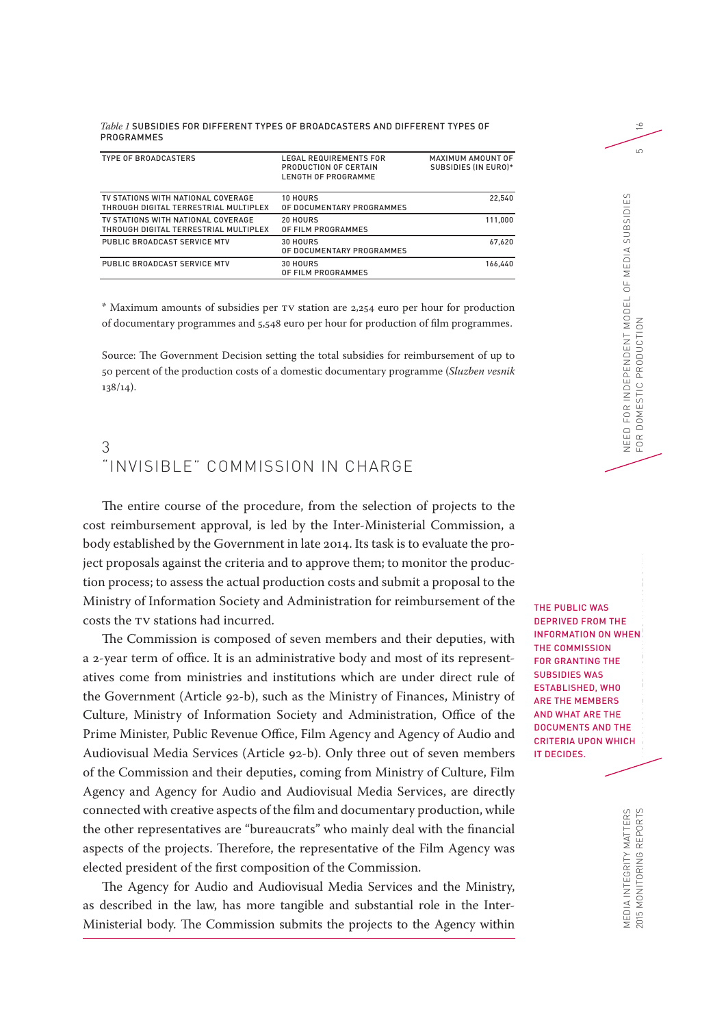*Table 1* SUBSIDIES FOR DIFFERENT TYPES OF BROADCASTERS AND DIFFERENT TYPES OF PROGRAMMES

| TYPE OF BROADCASTERS | LEGAL REQUIREMENTS FOR PRODUCTION OF CERTAIN LENGTH OF PROGRAMME | MAXIMUM AMOUNT OF SUBSIDIES (IN EURO)* |
|---|---|---|
| TV STATIONS WITH NATIONAL COVERAGE THROUGH DIGITAL TERRESTRIAL MULTIPLEX | 10 HOURS OF DOCUMENTARY PROGRAMMES | 22,540 |
| TV STATIONS WITH NATIONAL COVERAGE THROUGH DIGITAL TERRESTRIAL MULTIPLEX | 20 HOURS OF FILM PROGRAMMES | 111,000 |
| PUBLIC BROADCAST SERVICE MTV | 30 HOURS OF DOCUMENTARY PROGRAMMES | 67,620 |
| PUBLIC BROADCAST SERVICE MTV | 30 HOURS OF FILM PROGRAMMES | 166,440 |

* Maximum amounts of subsidies per TV station are 2,254 euro per hour for production of documentary programmes and 5,548 euro per hour for production of film programmes.

Source: The Government Decision setting the total subsidies for reimbursement of up to 50 percent of the production costs of a domestic documentary programme (*Sluzben vesnik* 138/14).

## 3 "INVISIBLE" COMMISSION IN CHARGE

The entire course of the procedure, from the selection of projects to the cost reimbursement approval, is led by the Inter-Ministerial Commission, a body established by the Government in late 2014. Its task is to evaluate the project proposals against the criteria and to approve them; to monitor the production process; to assess the actual production costs and submit a proposal to the Ministry of Information Society and Administration for reimbursement of the costs the TV stations had incurred.

THE PUBLIC WAS DEPRIVED FROM THE INFORMATION ON WHEN THE COMMISSION FOR GRANTING THE SUBSIDIES WAS ESTABLISHED, WHO ARE THE MEMBERS AND WHAT ARE THE DOCUMENTS AND THE CRITERIA UPON WHICH IT DECIDES.

The Commission is composed of seven members and their deputies, with a 2-year term of office. It is an administrative body and most of its representatives come from ministries and institutions which are under direct rule of the Government (Article 92-b), such as the Ministry of Finances, Ministry of Culture, Ministry of Information Society and Administration, Office of the Prime Minister, Public Revenue Office, Film Agency and Agency of Audio and Audiovisual Media Services (Article 92-b). Only three out of seven members of the Commission and their deputies, coming from Ministry of Culture, Film Agency and Agency for Audio and Audiovisual Media Services, are directly connected with creative aspects of the film and documentary production, while the other representatives are "bureaucrats" who mainly deal with the financial aspects of the projects. Therefore, the representative of the Film Agency was elected president of the first composition of the Commission.

The Agency for Audio and Audiovisual Media Services and the Ministry, as described in the law, has more tangible and substantial role in the Inter-Ministerial body. The Commission submits the projects to the Agency within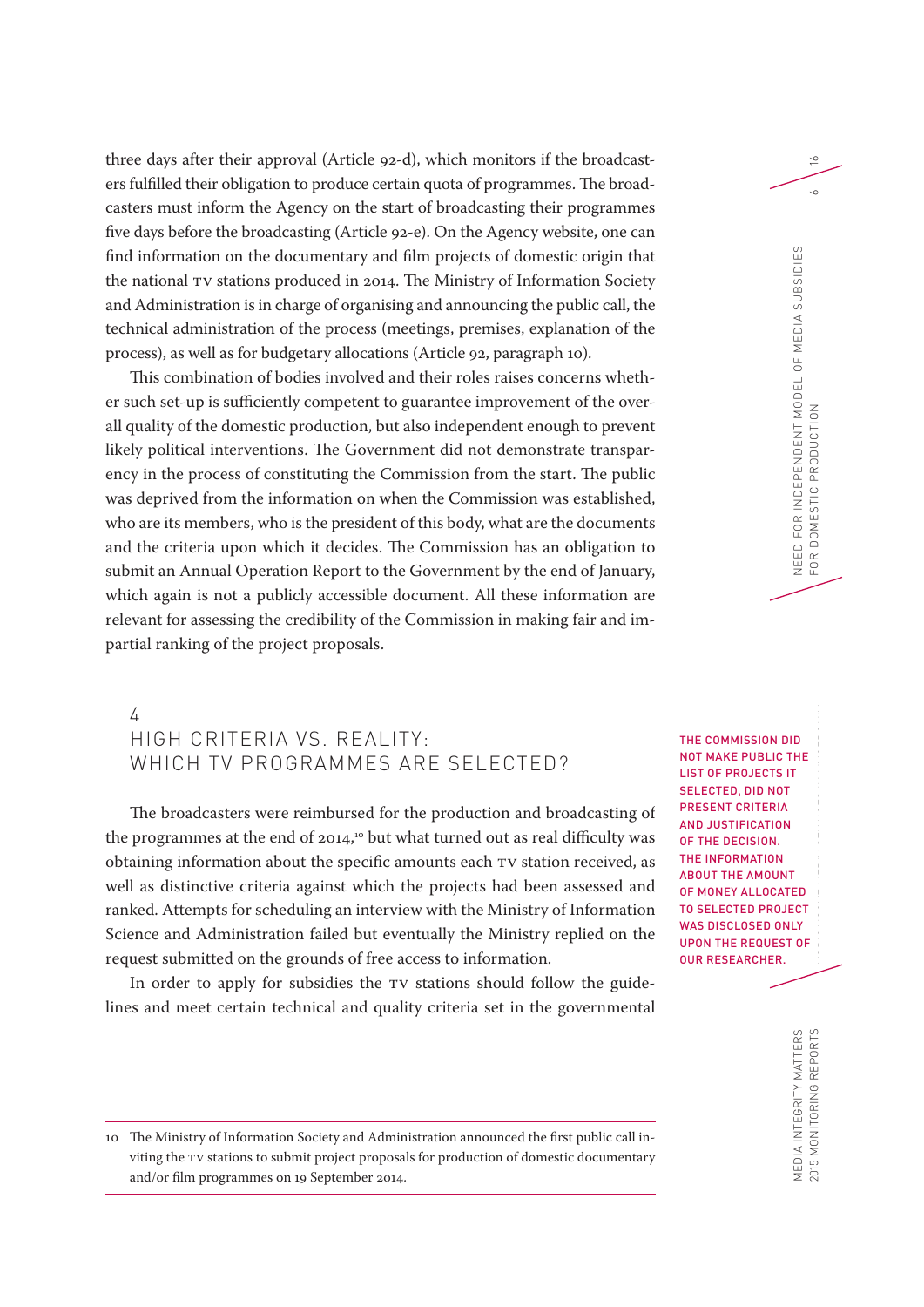three days after their approval (Article 92-d), which monitors if the broadcasters fulfilled their obligation to produce certain quota of programmes. The broadcasters must inform the Agency on the start of broadcasting their programmes five days before the broadcasting (Article 92-e). On the Agency website, one can find information on the documentary and film projects of domestic origin that the national TV stations produced in 2014. The Ministry of Information Society and Administration is in charge of organising and announcing the public call, the technical administration of the process (meetings, premises, explanation of the process), as well as for budgetary allocations (Article 92, paragraph 10).

This combination of bodies involved and their roles raises concerns whether such set-up is sufficiently competent to guarantee improvement of the overall quality of the domestic production, but also independent enough to prevent likely political interventions. The Government did not demonstrate transparency in the process of constituting the Commission from the start. The public was deprived from the information on when the Commission was established, who are its members, who is the president of this body, what are the documents and the criteria upon which it decides. The Commission has an obligation to submit an Annual Operation Report to the Government by the end of January, which again is not a publicly accessible document. All these information are relevant for assessing the credibility of the Commission in making fair and impartial ranking of the project proposals.

## 4 HIGH CRITERIA VS. REALITY: WHICH TV PROGRAMMES ARE SELECTED?

**THE COMMISSION DID NOT MAKE PUBLIC THE LIST OF PROJECTS IT SELECTED, DID NOT PRESENT CRITERIA AND JUSTIFICATION OF THE DECISION. THE INFORMATION ABOUT THE AMOUNT OF MONEY ALLOCATED TO SELECTED PROJECT WAS DISCLOSED ONLY UPON THE REQUEST OF OUR RESEARCHER.**

The broadcasters were reimbursed for the production and broadcasting of the programmes at the end of 2014,[10] but what turned out as real difficulty was obtaining information about the specific amounts each TV station received, as well as distinctive criteria against which the projects had been assessed and ranked. Attempts for scheduling an interview with the Ministry of Information Science and Administration failed but eventually the Ministry replied on the request submitted on the grounds of free access to information.

In order to apply for subsidies the TV stations should follow the guidelines and meet certain technical and quality criteria set in the governmental

---

10 The Ministry of Information Society and Administration announced the first public call inviting the TV stations to submit project proposals for production of domestic documentary and/or film programmes on 19 September 2014.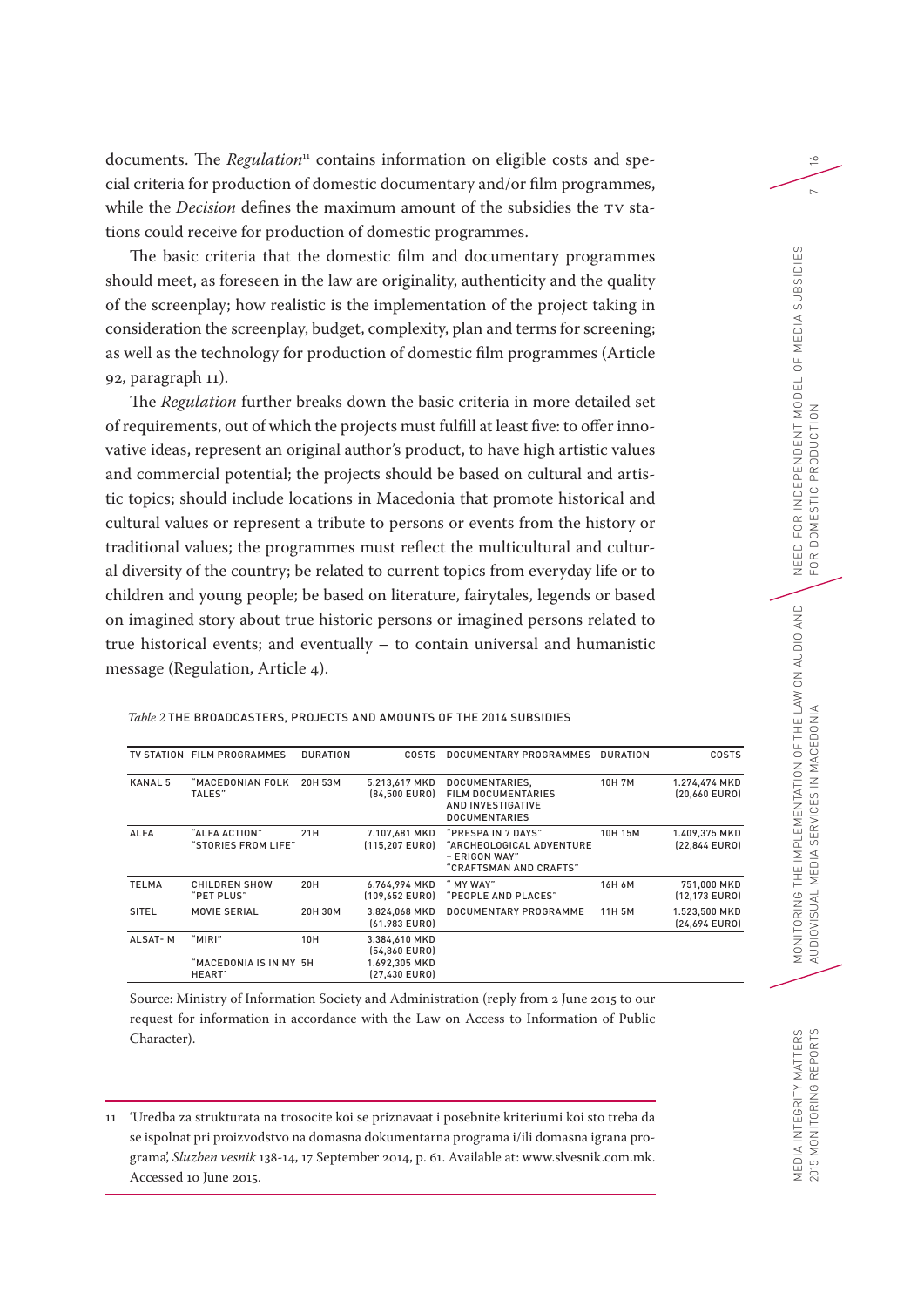documents. The *Regulation*[11] contains information on eligible costs and special criteria for production of domestic documentary and/or film programmes, while the *Decision* defines the maximum amount of the subsidies the TV stations could receive for production of domestic programmes.

The basic criteria that the domestic film and documentary programmes should meet, as foreseen in the law are originality, authenticity and the quality of the screenplay; how realistic is the implementation of the project taking in consideration the screenplay, budget, complexity, plan and terms for screening; as well as the technology for production of domestic film programmes (Article 92, paragraph 11).

The *Regulation* further breaks down the basic criteria in more detailed set of requirements, out of which the projects must fulfill at least five: to offer innovative ideas, represent an original author's product, to have high artistic values and commercial potential; the projects should be based on cultural and artistic topics; should include locations in Macedonia that promote historical and cultural values or represent a tribute to persons or events from the history or traditional values; the programmes must reflect the multicultural and cultural diversity of the country; be related to current topics from everyday life or to children and young people; be based on literature, fairytales, legends or based on imagined story about true historic persons or imagined persons related to true historical events; and eventually – to contain universal and humanistic message (Regulation, Article 4).

*Table 2* THE BROADCASTERS, PROJECTS AND AMOUNTS OF THE 2014 SUBSIDIES

| TV STATION | FILM PROGRAMMES | DURATION | COSTS | DOCUMENTARY PROGRAMMES | DURATION | COSTS |
|---|---|---|---|---|---|---|
| KANAL 5 | "MACEDONIAN FOLK TALES" | 20H 53M | 5.213,617 MKD (84,500 EURO) | DOCUMENTARIES, FILM DOCUMENTARIES AND INVESTIGATIVE DOCUMENTARIES | 10H 7M | 1.274,474 MKD (20,660 EURO) |
| ALFA | "ALFA ACTION" "STORIES FROM LIFE" | 21H | 7.107,681 MKD (115,207 EURO) | "PRESPA IN 7 DAYS" "ARCHEOLOGICAL ADVENTURE – ERIGON WAY" "CRAFTSMAN AND CRAFTS" | 10H 15M | 1.409,375 MKD (22,844 EURO) |
| TELMA | CHILDREN SHOW "PET PLUS" | 20H | 6.764,994 MKD (109,652 EURO) | " MY WAY" "PEOPLE AND PLACES" | 16H 6M | 751,000 MKD (12,173 EURO) |
| SITEL | MOVIE SERIAL | 20H 30M | 3.824,068 MKD (61.983 EURO) | DOCUMENTARY PROGRAMME | 11H 5M | 1.523,500 MKD (24,694 EURO) |
| ALSAT- M | "MIRI" | 10H | 3.384,610 MKD (54,860 EURO) | | | |
| | "MACEDONIA IS IN MY HEART' | 5H | 1.692,305 MKD (27,430 EURO) | | | |

Source: Ministry of Information Society and Administration (reply from 2 June 2015 to our request for information in accordance with the Law on Access to Information of Public Character).

---

11 'Uredba za strukturata na trosocite koi se priznavaat i posebnite kriteriumi koi sto treba da se ispolnat pri proizvodstvo na domasna dokumentarna programa i/ili domasna igrana programa', *Sluzben vesnik* 138-14, 17 September 2014, p. 61. Available at: www.slvesnik.com.mk. Accessed 10 June 2015.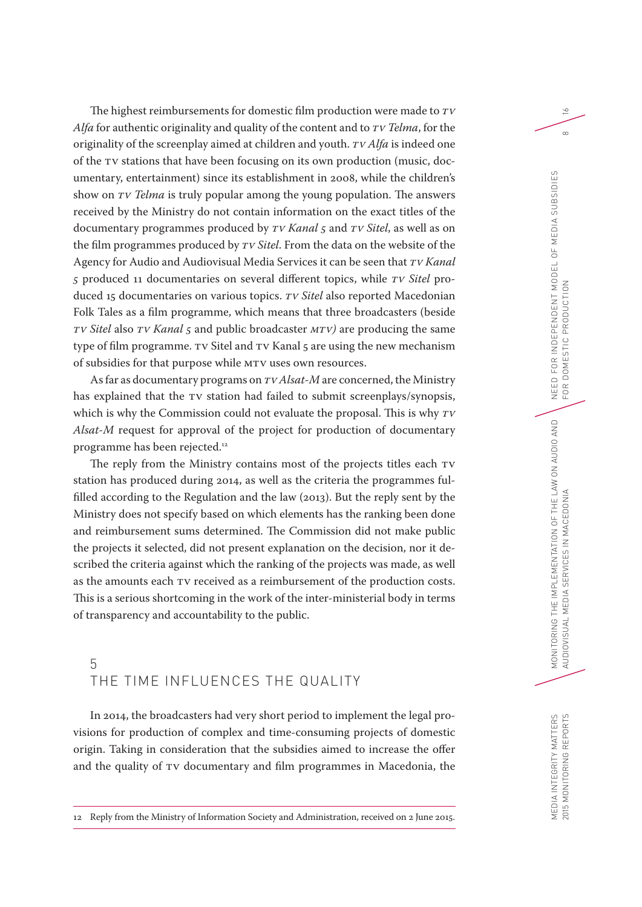The highest reimbursements for domestic film production were made to *TV Alfa* for authentic originality and quality of the content and to *TV Telma*, for the originality of the screenplay aimed at children and youth. *TV Alfa* is indeed one of the TV stations that have been focusing on its own production (music, documentary, entertainment) since its establishment in 2008, while the children's show on *TV Telma* is truly popular among the young population. The answers received by the Ministry do not contain information on the exact titles of the documentary programmes produced by *TV Kanal 5* and *TV Sitel*, as well as on the film programmes produced by *TV Sitel*. From the data on the website of the Agency for Audio and Audiovisual Media Services it can be seen that *TV Kanal 5* produced 11 documentaries on several different topics, while *TV Sitel* produced 15 documentaries on various topics. *TV Sitel* also reported Macedonian Folk Tales as a film programme, which means that three broadcasters (beside *TV Sitel* also *TV Kanal 5* and public broadcaster *MTV)* are producing the same type of film programme. TV Sitel and TV Kanal 5 are using the new mechanism of subsidies for that purpose while MTV uses own resources.

As far as documentary programs on *TV Alsat-M* are concerned, the Ministry has explained that the TV station had failed to submit screenplays/synopsis, which is why the Commission could not evaluate the proposal. This is why *TV Alsat-M* request for approval of the project for production of documentary programme has been rejected.[12]

The reply from the Ministry contains most of the projects titles each TV station has produced during 2014, as well as the criteria the programmes fulfilled according to the Regulation and the law (2013). But the reply sent by the Ministry does not specify based on which elements has the ranking been done and reimbursement sums determined. The Commission did not make public the projects it selected, did not present explanation on the decision, nor it described the criteria against which the ranking of the projects was made, as well as the amounts each TV received as a reimbursement of the production costs. This is a serious shortcoming in the work of the inter-ministerial body in terms of transparency and accountability to the public.

## 5 THE TIME INFLUENCES THE QUALITY

In 2014, the broadcasters had very short period to implement the legal provisions for production of complex and time-consuming projects of domestic origin. Taking in consideration that the subsidies aimed to increase the offer and the quality of TV documentary and film programmes in Macedonia, the

---

12 Reply from the Ministry of Information Society and Administration, received on 2 June 2015.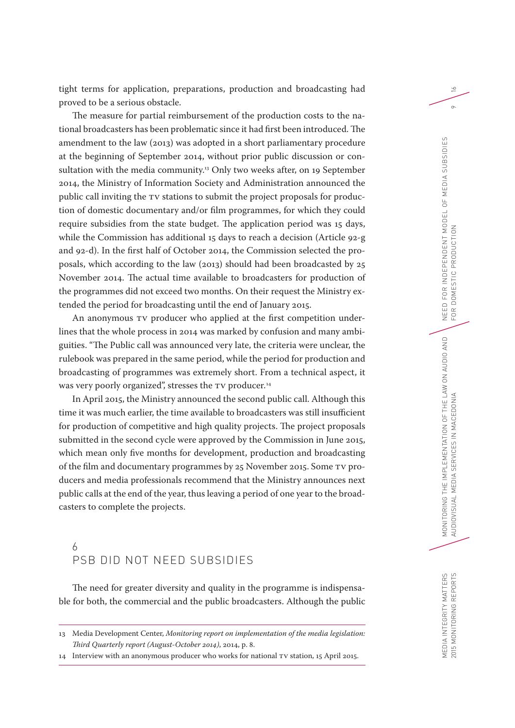tight terms for application, preparations, production and broadcasting had proved to be a serious obstacle.

The measure for partial reimbursement of the production costs to the national broadcasters has been problematic since it had first been introduced. The amendment to the law (2013) was adopted in a short parliamentary procedure at the beginning of September 2014, without prior public discussion or consultation with the media community.[13] Only two weeks after, on 19 September 2014, the Ministry of Information Society and Administration announced the public call inviting the TV stations to submit the project proposals for production of domestic documentary and/or film programmes, for which they could require subsidies from the state budget. The application period was 15 days, while the Commission has additional 15 days to reach a decision (Article 92-g and 92-d). In the first half of October 2014, the Commission selected the proposals, which according to the law (2013) should had been broadcasted by 25 November 2014. The actual time available to broadcasters for production of the programmes did not exceed two months. On their request the Ministry extended the period for broadcasting until the end of January 2015.

An anonymous TV producer who applied at the first competition underlines that the whole process in 2014 was marked by confusion and many ambiguities. "The Public call was announced very late, the criteria were unclear, the rulebook was prepared in the same period, while the period for production and broadcasting of programmes was extremely short. From a technical aspect, it was very poorly organized", stresses the TV producer.[14]

In April 2015, the Ministry announced the second public call. Although this time it was much earlier, the time available to broadcasters was still insufficient for production of competitive and high quality projects. The project proposals submitted in the second cycle were approved by the Commission in June 2015, which mean only five months for development, production and broadcasting of the film and documentary programmes by 25 November 2015. Some TV producers and media professionals recommend that the Ministry announces next public calls at the end of the year, thus leaving a period of one year to the broadcasters to complete the projects.

## 6 PSB DID NOT NEED SUBSIDIES

The need for greater diversity and quality in the programme is indispensable for both, the commercial and the public broadcasters. Although the public

---

13 Media Development Center, *Monitoring report on implementation of the media legislation: Third Quarterly report (August-October 2014)*, 2014, p. 8.

14 Interview with an anonymous producer who works for national TV station, 15 April 2015.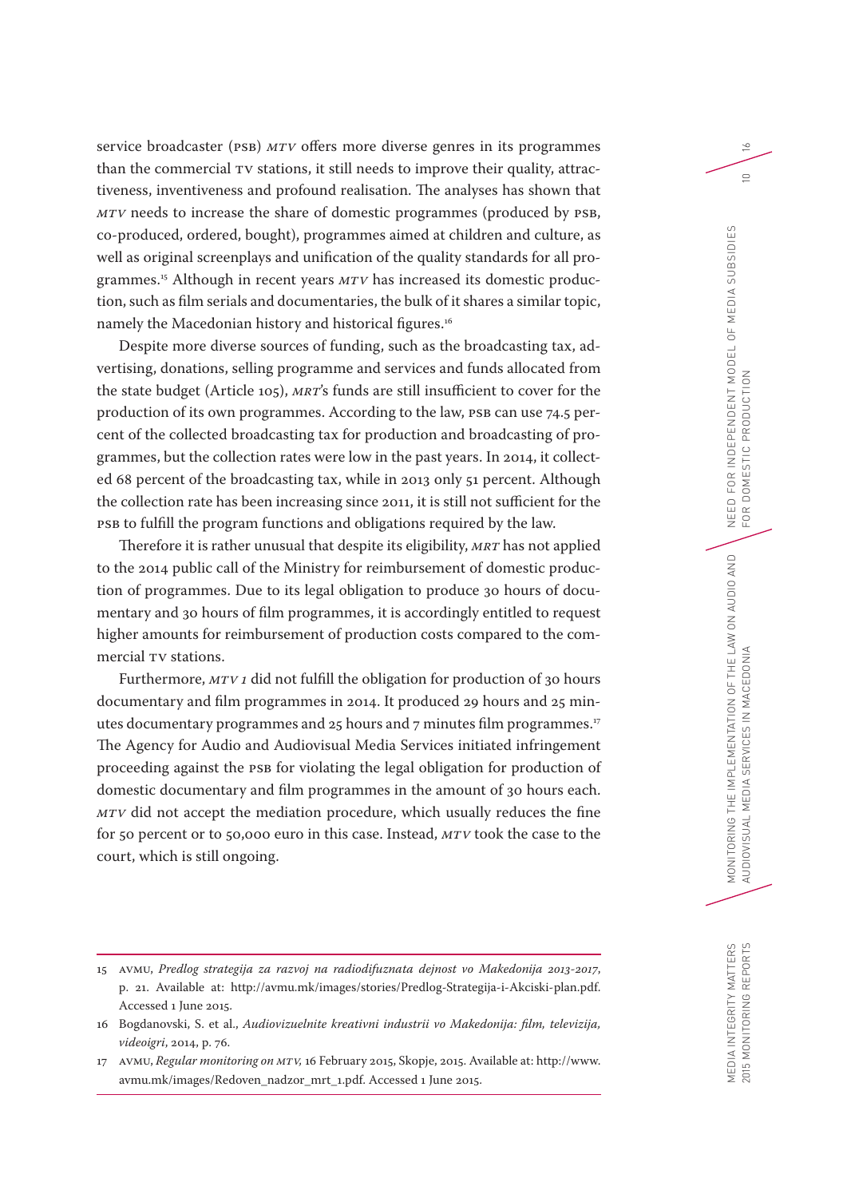service broadcaster (PSB) *MTV* offers more diverse genres in its programmes than the commercial TV stations, it still needs to improve their quality, attractiveness, inventiveness and profound realisation. The analyses has shown that *MTV* needs to increase the share of domestic programmes (produced by PSB, co-produced, ordered, bought), programmes aimed at children and culture, as well as original screenplays and unification of the quality standards for all programmes.[15] Although in recent years *MTV* has increased its domestic production, such as film serials and documentaries, the bulk of it shares a similar topic, namely the Macedonian history and historical figures.[16]

Despite more diverse sources of funding, such as the broadcasting tax, advertising, donations, selling programme and services and funds allocated from the state budget (Article 105), *MRT*'s funds are still insufficient to cover for the production of its own programmes. According to the law, PSB can use 74.5 percent of the collected broadcasting tax for production and broadcasting of programmes, but the collection rates were low in the past years. In 2014, it collected 68 percent of the broadcasting tax, while in 2013 only 51 percent. Although the collection rate has been increasing since 2011, it is still not sufficient for the PSB to fulfill the program functions and obligations required by the law.

Therefore it is rather unusual that despite its eligibility, *MRT* has not applied to the 2014 public call of the Ministry for reimbursement of domestic production of programmes. Due to its legal obligation to produce 30 hours of documentary and 30 hours of film programmes, it is accordingly entitled to request higher amounts for reimbursement of production costs compared to the commercial TV stations.

Furthermore, *MTV 1* did not fulfill the obligation for production of 30 hours documentary and film programmes in 2014. It produced 29 hours and 25 minutes documentary programmes and 25 hours and 7 minutes film programmes.[17] The Agency for Audio and Audiovisual Media Services initiated infringement proceeding against the PSB for violating the legal obligation for production of domestic documentary and film programmes in the amount of 30 hours each. *MTV* did not accept the mediation procedure, which usually reduces the fine for 50 percent or to 50,000 euro in this case. Instead, *MTV* took the case to the court, which is still ongoing.

---

15 AVMU, *Predlog strategija za razvoj na radiodifuznata dejnost vo Makedonija 2013-2017*, p. 21. Available at: http://avmu.mk/images/stories/Predlog-Strategija-i-Akciski-plan.pdf. Accessed 1 June 2015.

16 Bogdanovski, S. et al., *Audiovizuelnite kreativni industrii vo Makedonija: film, televizija, videoigri*, 2014, p. 76.

17 AVMU, *Regular monitoring on MTV,* 16 February 2015, Skopje, 2015. Available at: http://www.avmu.mk/images/Redoven_nadzor_mrt_1.pdf. Accessed 1 June 2015.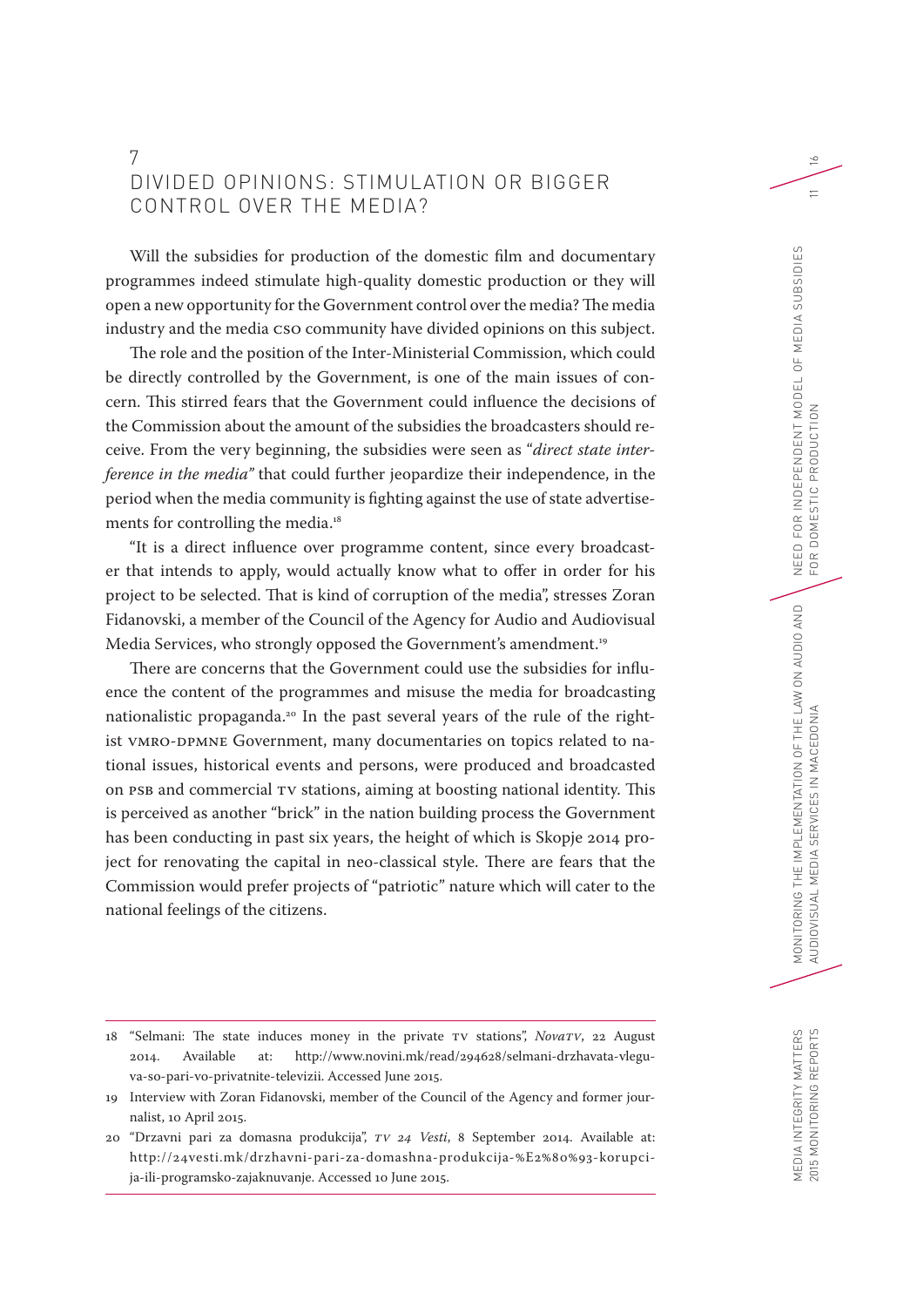# 7 DIVIDED OPINIONS: STIMULATION OR BIGGER CONTROL OVER THE MEDIA?

Will the subsidies for production of the domestic film and documentary programmes indeed stimulate high-quality domestic production or they will open a new opportunity for the Government control over the media? The media industry and the media CSO community have divided opinions on this subject.

The role and the position of the Inter-Ministerial Commission, which could be directly controlled by the Government, is one of the main issues of concern. This stirred fears that the Government could influence the decisions of the Commission about the amount of the subsidies the broadcasters should receive. From the very beginning, the subsidies were seen as "*direct state interference in the media*" that could further jeopardize their independence, in the period when the media community is fighting against the use of state advertisements for controlling the media.[18]

"It is a direct influence over programme content, since every broadcaster that intends to apply, would actually know what to offer in order for his project to be selected. That is kind of corruption of the media", stresses Zoran Fidanovski, a member of the Council of the Agency for Audio and Audiovisual Media Services, who strongly opposed the Government's amendment.[19]

There are concerns that the Government could use the subsidies for influence the content of the programmes and misuse the media for broadcasting nationalistic propaganda.[20] In the past several years of the rule of the rightist VMRO-DPMNE Government, many documentaries on topics related to national issues, historical events and persons, were produced and broadcasted on PSB and commercial TV stations, aiming at boosting national identity. This is perceived as another "brick" in the nation building process the Government has been conducting in past six years, the height of which is Skopje 2014 project for renovating the capital in neo-classical style. There are fears that the Commission would prefer projects of "patriotic" nature which will cater to the national feelings of the citizens.

---

18 "Selmani: The state induces money in the private TV stations", *NovaTV*, 22 August 2014. Available at: http://www.novini.mk/read/294628/selmani-drzhavata-vleguva-so-pari-vo-privatnite-televizii. Accessed June 2015.

19 Interview with Zoran Fidanovski, member of the Council of the Agency and former journalist, 10 April 2015.

20 "Drzavni pari za domasna produkcija", *TV 24 Vesti*, 8 September 2014. Available at: http://24vesti.mk/drzhavni-pari-za-domashna-produkcija-%E2%80%93-korupcija-ili-programsko-zajaknuvanje. Accessed 10 June 2015.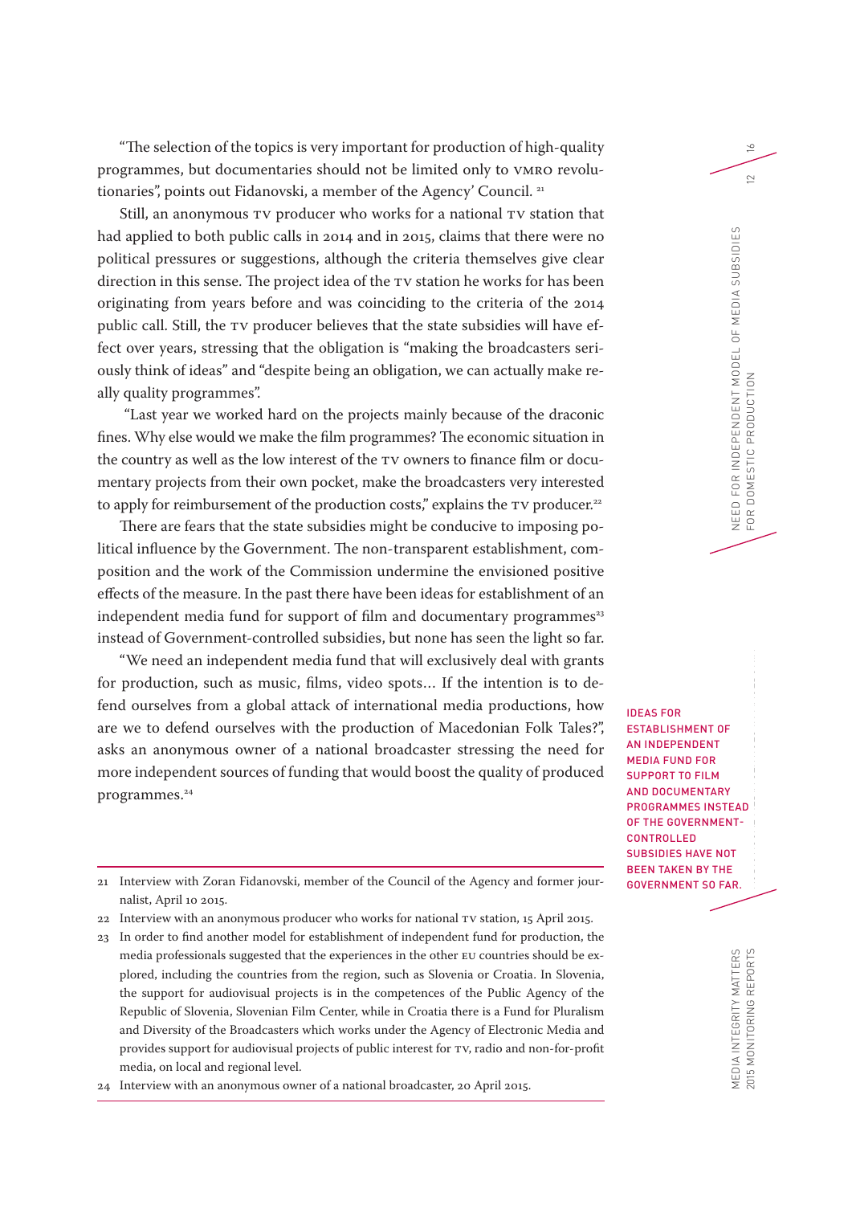"The selection of the topics is very important for production of high-quality programmes, but documentaries should not be limited only to VMRO revolutionaries", points out Fidanovski, a member of the Agency' Council. [21]

Still, an anonymous TV producer who works for a national TV station that had applied to both public calls in 2014 and in 2015, claims that there were no political pressures or suggestions, although the criteria themselves give clear direction in this sense. The project idea of the TV station he works for has been originating from years before and was coinciding to the criteria of the 2014 public call. Still, the TV producer believes that the state subsidies will have effect over years, stressing that the obligation is "making the broadcasters seriously think of ideas" and "despite being an obligation, we can actually make really quality programmes".

"Last year we worked hard on the projects mainly because of the draconic fines. Why else would we make the film programmes? The economic situation in the country as well as the low interest of the TV owners to finance film or documentary projects from their own pocket, make the broadcasters very interested to apply for reimbursement of the production costs," explains the TV producer.[22]

There are fears that the state subsidies might be conducive to imposing political influence by the Government. The non-transparent establishment, composition and the work of the Commission undermine the envisioned positive effects of the measure. In the past there have been ideas for establishment of an independent media fund for support of film and documentary programmes[23] instead of Government-controlled subsidies, but none has seen the light so far.

"We need an independent media fund that will exclusively deal with grants for production, such as music, films, video spots… If the intention is to defend ourselves from a global attack of international media productions, how are we to defend ourselves with the production of Macedonian Folk Tales?", asks an anonymous owner of a national broadcaster stressing the need for more independent sources of funding that would boost the quality of produced programmes.[24]

IDEAS FOR ESTABLISHMENT OF AN INDEPENDENT MEDIA FUND FOR SUPPORT TO FILM AND DOCUMENTARY PROGRAMMES INSTEAD OF THE GOVERNMENT-CONTROLLED SUBSIDIES HAVE NOT BEEN TAKEN BY THE GOVERNMENT SO FAR.

---

21 Interview with Zoran Fidanovski, member of the Council of the Agency and former journalist, April 10 2015.

22 Interview with an anonymous producer who works for national TV station, 15 April 2015.

23 In order to find another model for establishment of independent fund for production, the media professionals suggested that the experiences in the other EU countries should be explored, including the countries from the region, such as Slovenia or Croatia. In Slovenia, the support for audiovisual projects is in the competences of the Public Agency of the Republic of Slovenia, Slovenian Film Center, while in Croatia there is a Fund for Pluralism and Diversity of the Broadcasters which works under the Agency of Electronic Media and provides support for audiovisual projects of public interest for TV, radio and non-for-profit media, on local and regional level.

24 Interview with an anonymous owner of a national broadcaster, 20 April 2015.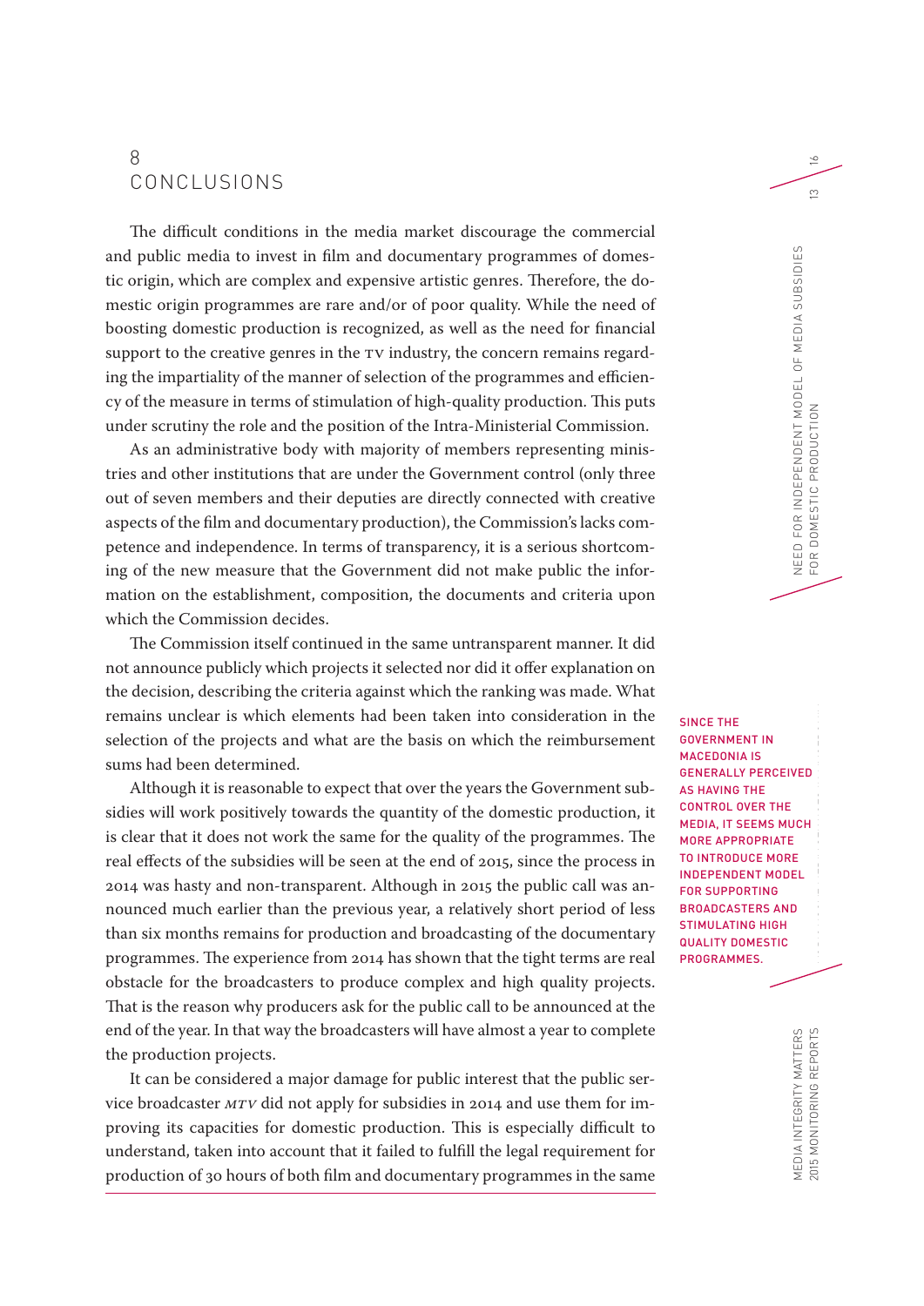# 8 CONCLUSIONS

The difficult conditions in the media market discourage the commercial and public media to invest in film and documentary programmes of domestic origin, which are complex and expensive artistic genres. Therefore, the domestic origin programmes are rare and/or of poor quality. While the need of boosting domestic production is recognized, as well as the need for financial support to the creative genres in the TV industry, the concern remains regarding the impartiality of the manner of selection of the programmes and efficiency of the measure in terms of stimulation of high-quality production. This puts under scrutiny the role and the position of the Intra-Ministerial Commission.

As an administrative body with majority of members representing ministries and other institutions that are under the Government control (only three out of seven members and their deputies are directly connected with creative aspects of the film and documentary production), the Commission's lacks competence and independence. In terms of transparency, it is a serious shortcoming of the new measure that the Government did not make public the information on the establishment, composition, the documents and criteria upon which the Commission decides.

The Commission itself continued in the same untransparent manner. It did not announce publicly which projects it selected nor did it offer explanation on the decision, describing the criteria against which the ranking was made. What remains unclear is which elements had been taken into consideration in the selection of the projects and what are the basis on which the reimbursement sums had been determined.

Although it is reasonable to expect that over the years the Government subsidies will work positively towards the quantity of the domestic production, it is clear that it does not work the same for the quality of the programmes. The real effects of the subsidies will be seen at the end of 2015, since the process in 2014 was hasty and non-transparent. Although in 2015 the public call was announced much earlier than the previous year, a relatively short period of less than six months remains for production and broadcasting of the documentary programmes. The experience from 2014 has shown that the tight terms are real obstacle for the broadcasters to produce complex and high quality projects. That is the reason why producers ask for the public call to be announced at the end of the year. In that way the broadcasters will have almost a year to complete the production projects.

It can be considered a major damage for public interest that the public service broadcaster *MTV* did not apply for subsidies in 2014 and use them for improving its capacities for domestic production. This is especially difficult to understand, taken into account that it failed to fulfill the legal requirement for production of 30 hours of both film and documentary programmes in the same

SINCE THE GOVERNMENT IN MACEDONIA IS GENERALLY PERCEIVED AS HAVING THE CONTROL OVER THE MEDIA, IT SEEMS MUCH MORE APPROPRIATE TO INTRODUCE MORE INDEPENDENT MODEL FOR SUPPORTING BROADCASTERS AND STIMULATING HIGH QUALITY DOMESTIC PROGRAMMES.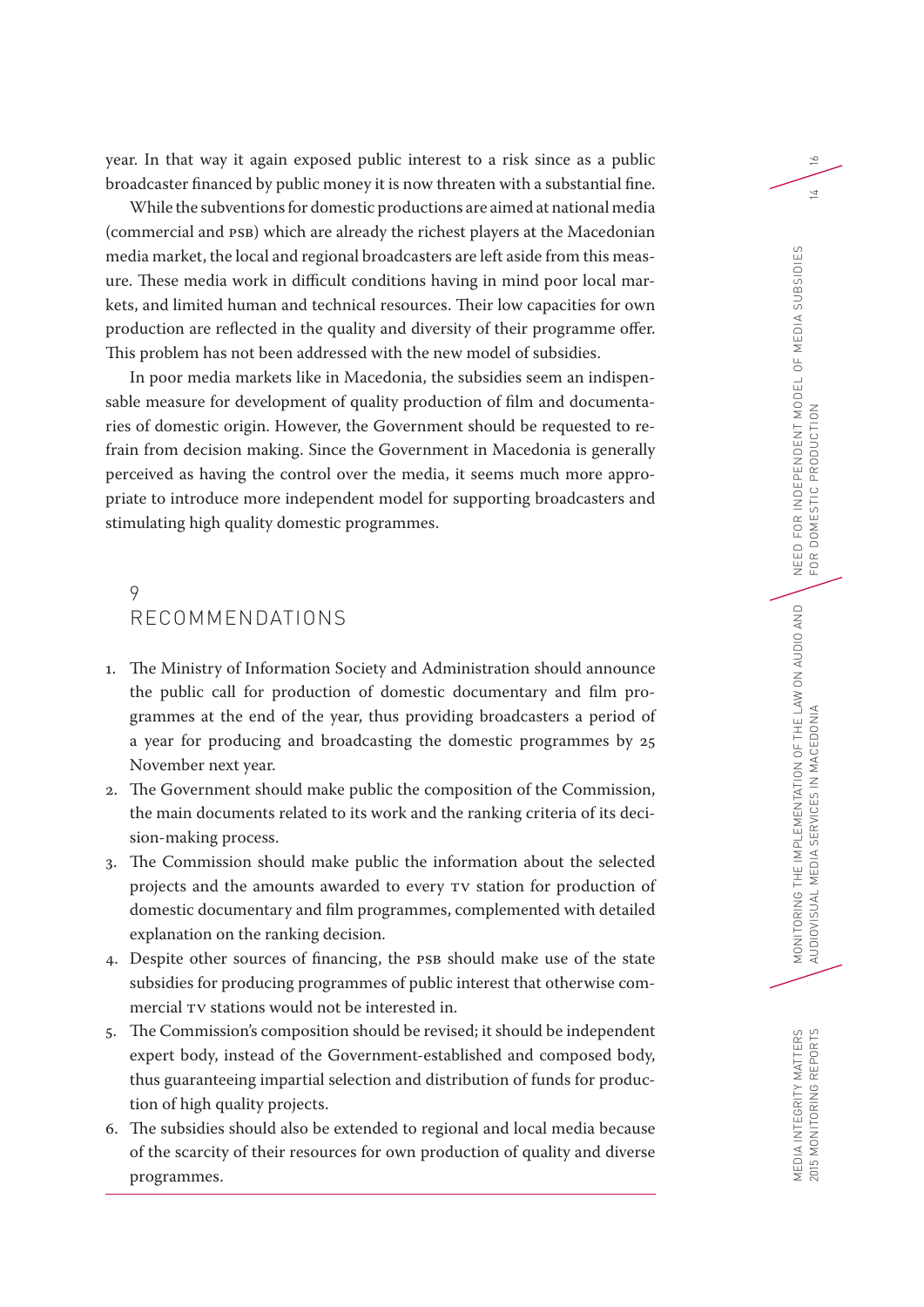year. In that way it again exposed public interest to a risk since as a public broadcaster financed by public money it is now threaten with a substantial fine.

While the subventions for domestic productions are aimed at national media (commercial and PSB) which are already the richest players at the Macedonian media market, the local and regional broadcasters are left aside from this measure. These media work in difficult conditions having in mind poor local markets, and limited human and technical resources. Their low capacities for own production are reflected in the quality and diversity of their programme offer. This problem has not been addressed with the new model of subsidies.

In poor media markets like in Macedonia, the subsidies seem an indispensable measure for development of quality production of film and documentaries of domestic origin. However, the Government should be requested to refrain from decision making. Since the Government in Macedonia is generally perceived as having the control over the media, it seems much more appropriate to introduce more independent model for supporting broadcasters and stimulating high quality domestic programmes.

## 9 RECOMMENDATIONS

1. The Ministry of Information Society and Administration should announce the public call for production of domestic documentary and film programmes at the end of the year, thus providing broadcasters a period of a year for producing and broadcasting the domestic programmes by 25 November next year.
2. The Government should make public the composition of the Commission, the main documents related to its work and the ranking criteria of its decision-making process.
3. The Commission should make public the information about the selected projects and the amounts awarded to every TV station for production of domestic documentary and film programmes, complemented with detailed explanation on the ranking decision.
4. Despite other sources of financing, the PSB should make use of the state subsidies for producing programmes of public interest that otherwise commercial TV stations would not be interested in.
5. The Commission's composition should be revised; it should be independent expert body, instead of the Government-established and composed body, thus guaranteeing impartial selection and distribution of funds for production of high quality projects.
6. The subsidies should also be extended to regional and local media because of the scarcity of their resources for own production of quality and diverse programmes.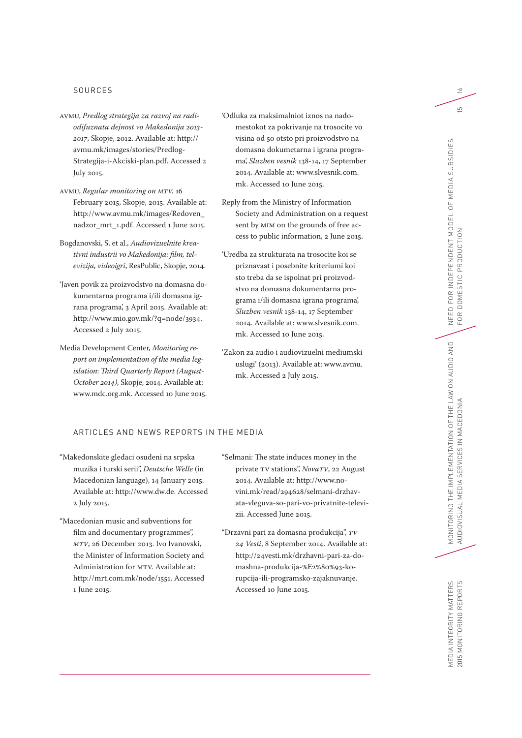## SOURCES

AVMU, *Predlog strategija za razvoj na radiodifuznata dejnost vo Makedonija 2013-2017*, Skopje, 2012. Available at: http://avmu.mk/images/stories/Predlog-Strategija-i-Akciski-plan.pdf. Accessed 2 July 2015.

AVMU, *Regular monitoring on MTV.* 16 February 2015, Skopje, 2015. Available at: http://www.avmu.mk/images/Redoven_nadzor_mrt_1.pdf. Accessed 1 June 2015.

Bogdanovski, S. et al., *Audiovizuelnite kreativni industrii vo Makedonija: film, televizija, videoigri*, ResPublic, Skopje, 2014.

'Javen povik za proizvodstvo na domasna dokumentarna programa i/ili domasna igrana programa', 3 April 2015. Available at: http://www.mio.gov.mk/?q=node/3934. Accessed 2 July 2015.

Media Development Center, *Monitoring report on implementation of the media legislation: Third Quarterly Report (August-October 2014)*, Skopje, 2014. Available at: www.mdc.org.mk. Accessed 10 June 2015.

'Odluka za maksimalniot iznos na nadomestokot za pokrivanje na trosocite vo visina od 50 otsto pri proizvodstvo na domasna dokumetarna i igrana programa', *Sluzben vesnik* 138-14, 17 September 2014. Available at: www.slvesnik.com.mk. Accessed 10 June 2015.

Reply from the Ministry of Information Society and Administration on a request sent by MIM on the grounds of free access to public information, 2 June 2015.

'Uredba za strukturata na trosocite koi se priznavaat i posebnite kriteriumi koi sto treba da se ispolnat pri proizvodstvo na domasna dokumentarna programa i/ili domasna igrana programa', *Sluzben vesnik* 138-14, 17 September 2014. Available at: www.slvesnik.com.mk. Accessed 10 June 2015.

'Zakon za audio i audiovizuelni mediumski uslugi' (2013). Available at: www.avmu.mk. Accessed 2 July 2015.

## ARTICLES AND NEWS REPORTS IN THE MEDIA

"Makedonskite gledaci osudeni na srpska muzika i turski serii", *Deutsche Welle* (in Macedonian language), 14 January 2015. Available at: http://www.dw.de. Accessed 2 July 2015.

"Macedonian music and subventions for film and documentary programmes", *MTV*, 26 December 2013. Ivo Ivanovski, the Minister of Information Society and Administration for MTV. Available at: http://mrt.com.mk/node/1551. Accessed 1 June 2015.

"Selmani: The state induces money in the private TV stations", *Nova TV*, 22 August 2014. Available at: http://www.novini.mk/read/294628/selmani-drzhavata-vleguva-so-pari-vo-privatnite-televizii. Accessed June 2015.

"Drzavni pari za domasna produkcija", *TV 24 Vesti*, 8 September 2014. Available at: http://24vesti.mk/drzhavni-pari-za-domashna-produkcija-%E2%80%93-korupcija-ili-programsko-zajaknuvanje. Accessed 10 June 2015.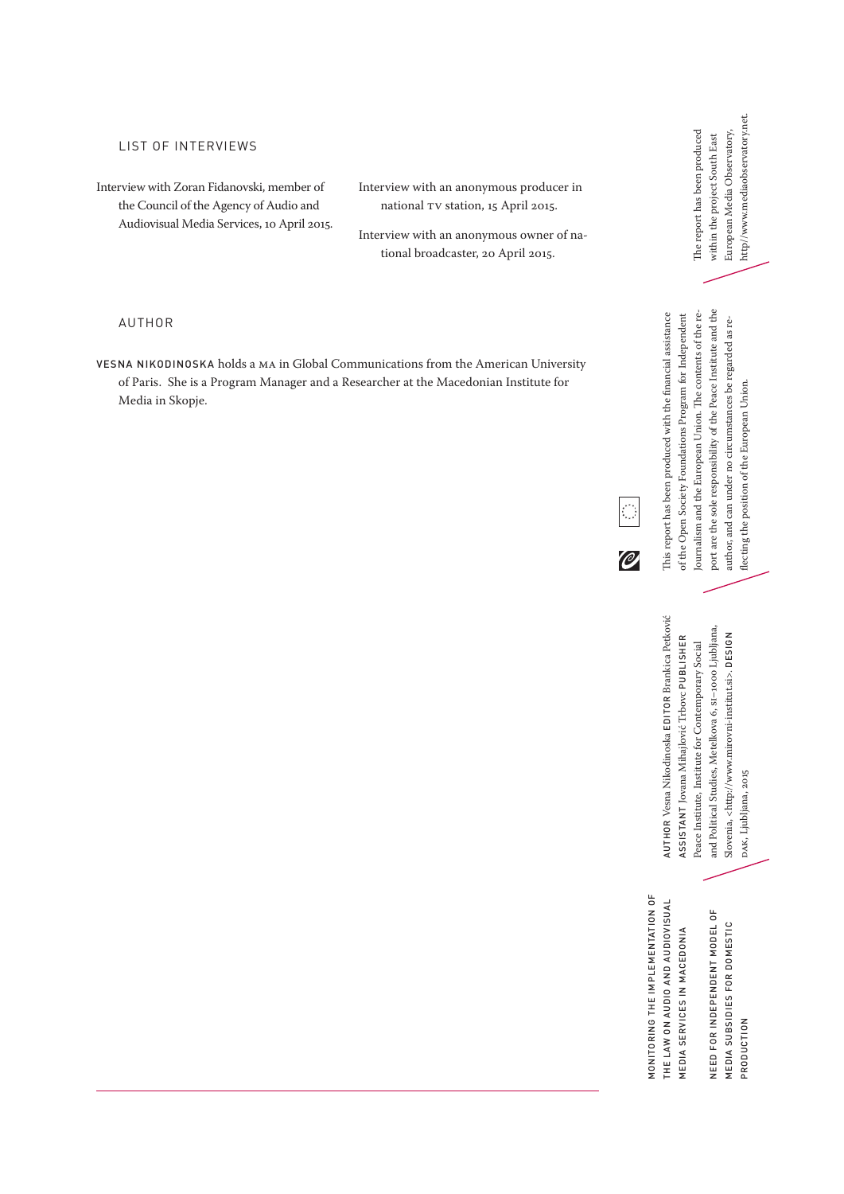## LIST OF INTERVIEWS

Interview with Zoran Fidanovski, member of the Council of the Agency of Audio and Audiovisual Media Services, 10 April 2015.

Interview with an anonymous producer in national TV station, 15 April 2015.

Interview with an anonymous owner of national broadcaster, 20 April 2015.

## AUTHOR

**VESNA NIKODINOSKA** holds a MA in Global Communications from the American University of Paris. She is a Program Manager and a Researcher at the Macedonian Institute for Media in Skopje.

MONITORING THE IMPLEMENTATION OF THE LAW ON AUDIO AND AUDIOVISUAL MEDIA SERVICES IN MACEDONIA

NEED FOR INDEPENDENT MODEL OF MEDIA SUBSIDIES FOR DOMESTIC PRODUCTION

**AUTHOR** Vesna Nikodinoska **EDITOR** Brankica Petković **ASSISTANT** Jovana Mihajlović Trbovc **PUBLISHER** Peace Institute, Institute for Contemporary Social and Political Studies, Metelkova 6, SI-1000 Ljubljana, Slovenia, <http://www.mirovni-institut.si>. **DESIGN** DAK, Ljubljana, 2015

This report has been produced with the financial assistance of the Open Society Foundations Program for Independent Journalism and the European Union. The contents of the report are the sole responsibility of the Peace Institute and the author, and can under no circumstances be regarded as reflecting the position of the European Union.

The report has been produced within the project South East European Media Observatory, http//www.mediaobservatory.net.